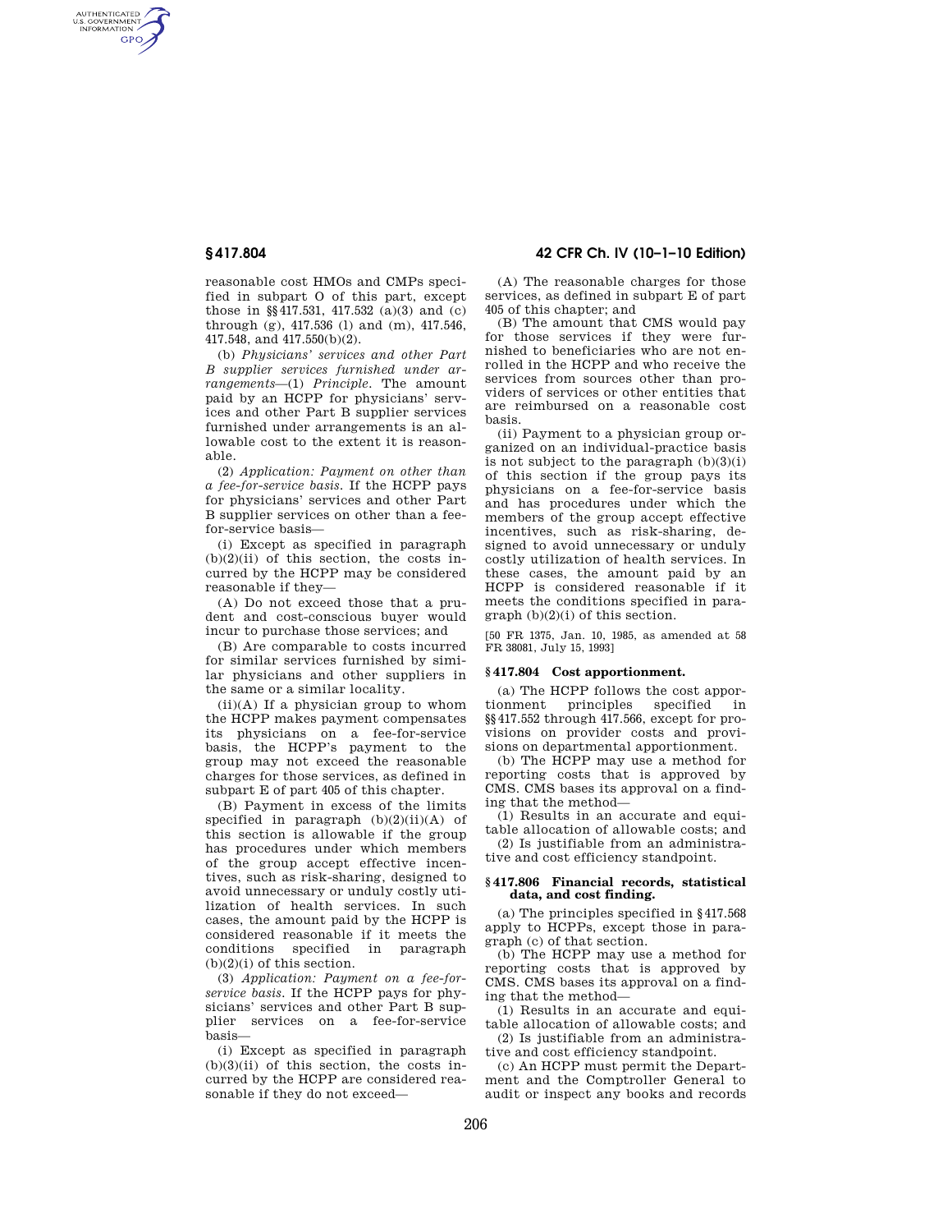reasonable cost HMOs and CMPs specified in subpart O of this part, except those in §§417.531, 417.532 (a)(3) and (c) through (g), 417.536 (l) and (m), 417.546, 417.548, and 417.550(b)(2).

(b) *Physicians' services and other Part B supplier services furnished under arrangements*—(1) *Principle.* The amount paid by an HCPP for physicians' services and other Part B supplier services furnished under arrangements is an allowable cost to the extent it is reasonable.

(2) *Application: Payment on other than a fee-for-service basis.* If the HCPP pays for physicians' services and other Part B supplier services on other than a fee-for-service basis—

(i) Except as specified in paragraph (b)(2)(ii) of this section, the costs incurred by the HCPP may be considered reasonable if they—

(A) Do not exceed those that a prudent and cost-conscious buyer would incur to purchase those services; and

(B) Are comparable to costs incurred for similar services furnished by similar physicians and other suppliers in the same or a similar locality.

(ii)(A) If a physician group to whom the HCPP makes payment compensates its physicians on a fee-for-service basis, the HCPP's payment to the group may not exceed the reasonable charges for those services, as defined in subpart E of part 405 of this chapter.

(B) Payment in excess of the limits specified in paragraph (b)(2)(ii)(A) of this section is allowable if the group has procedures under which members of the group accept effective incentives, such as risk-sharing, designed to avoid unnecessary or unduly costly utilization of health services. In such cases, the amount paid by the HCPP is considered reasonable if it meets the conditions specified in paragraph (b)(2)(i) of this section.

(3) *Application: Payment on a fee-for-service basis.* If the HCPP pays for physicians' services and other Part B supplier services on a fee-for-service basis—

(i) Except as specified in paragraph (b)(3)(ii) of this section, the costs incurred by the HCPP are considered reasonable if they do not exceed—

(A) The reasonable charges for those services, as defined in subpart E of part 405 of this chapter; and

(B) The amount that CMS would pay for those services if they were furnished to beneficiaries who are not enrolled in the HCPP and who receive the services from sources other than providers of services or other entities that are reimbursed on a reasonable cost basis.

(ii) Payment to a physician group organized on an individual-practice basis is not subject to the paragraph (b)(3)(i) of this section if the group pays its physicians on a fee-for-service basis and has procedures under which the members of the group accept effective incentives, such as risk-sharing, designed to avoid unnecessary or unduly costly utilization of health services. In these cases, the amount paid by an HCPP is considered reasonable if it meets the conditions specified in paragraph (b)(2)(i) of this section.

[50 FR 1375, Jan. 10, 1985, as amended at 58 FR 38081, July 15, 1993]

## § 417.804 Cost apportionment.

(a) The HCPP follows the cost apportionment principles specified in §§417.552 through 417.566, except for provisions on provider costs and provisions on departmental apportionment.

(b) The HCPP may use a method for reporting costs that is approved by CMS. CMS bases its approval on a finding that the method—

(1) Results in an accurate and equitable allocation of allowable costs; and

(2) Is justifiable from an administrative and cost efficiency standpoint.

## § 417.806 Financial records, statistical data, and cost finding.

(a) The principles specified in §417.568 apply to HCPPs, except those in paragraph (c) of that section.

(b) The HCPP may use a method for reporting costs that is approved by CMS. CMS bases its approval on a finding that the method—

(1) Results in an accurate and equitable allocation of allowable costs; and

(2) Is justifiable from an administrative and cost efficiency standpoint.

(c) An HCPP must permit the Department and the Comptroller General to audit or inspect any books and records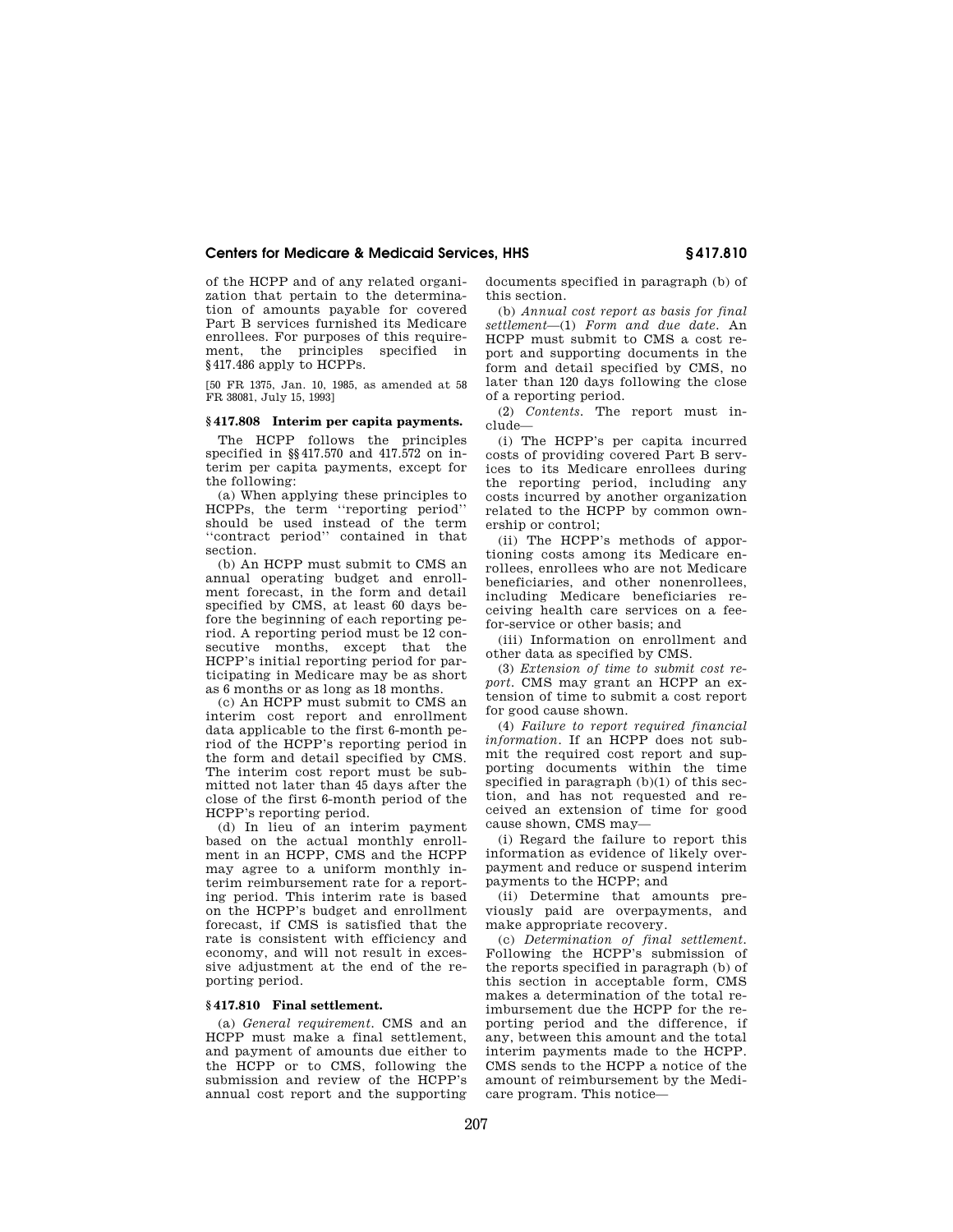of the HCPP and of any related organization that pertain to the determination of amounts payable for covered Part B services furnished its Medicare enrollees. For purposes of this requirement, the principles specified in §417.486 apply to HCPPs.

[50 FR 1375, Jan. 10, 1985, as amended at 58 FR 38081, July 15, 1993]

### §417.808 Interim per capita payments.

The HCPP follows the principles specified in §§417.570 and 417.572 on interim per capita payments, except for the following:

(a) When applying these principles to HCPPs, the term ''reporting period'' should be used instead of the term ''contract period'' contained in that section.

(b) An HCPP must submit to CMS an annual operating budget and enrollment forecast, in the form and detail specified by CMS, at least 60 days before the beginning of each reporting period. A reporting period must be 12 consecutive months, except that the HCPP's initial reporting period for participating in Medicare may be as short as 6 months or as long as 18 months.

(c) An HCPP must submit to CMS an interim cost report and enrollment data applicable to the first 6-month period of the HCPP's reporting period in the form and detail specified by CMS. The interim cost report must be submitted not later than 45 days after the close of the first 6-month period of the HCPP's reporting period.

(d) In lieu of an interim payment based on the actual monthly enrollment in an HCPP, CMS and the HCPP may agree to a uniform monthly interim reimbursement rate for a reporting period. This interim rate is based on the HCPP's budget and enrollment forecast, if CMS is satisfied that the rate is consistent with efficiency and economy, and will not result in excessive adjustment at the end of the reporting period.

### §417.810 Final settlement.

(a) *General requirement.* CMS and an HCPP must make a final settlement, and payment of amounts due either to the HCPP or to CMS, following the submission and review of the HCPP's annual cost report and the supporting documents specified in paragraph (b) of this section.

(b) *Annual cost report as basis for final settlement*—(1) *Form and due date.* An HCPP must submit to CMS a cost report and supporting documents in the form and detail specified by CMS, no later than 120 days following the close of a reporting period.

(2) *Contents.* The report must include—

(i) The HCPP's per capita incurred costs of providing covered Part B services to its Medicare enrollees during the reporting period, including any costs incurred by another organization related to the HCPP by common ownership or control;

(ii) The HCPP's methods of apportioning costs among its Medicare enrollees, enrollees who are not Medicare beneficiaries, and other nonenrollees, including Medicare beneficiaries receiving health care services on a fee-for-service or other basis; and

(iii) Information on enrollment and other data as specified by CMS.

(3) *Extension of time to submit cost report.* CMS may grant an HCPP an extension of time to submit a cost report for good cause shown.

(4) *Failure to report required financial information.* If an HCPP does not submit the required cost report and supporting documents within the time specified in paragraph (b)(1) of this section, and has not requested and received an extension of time for good cause shown, CMS may—

(i) Regard the failure to report this information as evidence of likely overpayment and reduce or suspend interim payments to the HCPP; and

(ii) Determine that amounts previously paid are overpayments, and make appropriate recovery.

(c) *Determination of final settlement.* Following the HCPP's submission of the reports specified in paragraph (b) of this section in acceptable form, CMS makes a determination of the total reimbursement due the HCPP for the reporting period and the difference, if any, between this amount and the total interim payments made to the HCPP. CMS sends to the HCPP a notice of the amount of reimbursement by the Medicare program. This notice—